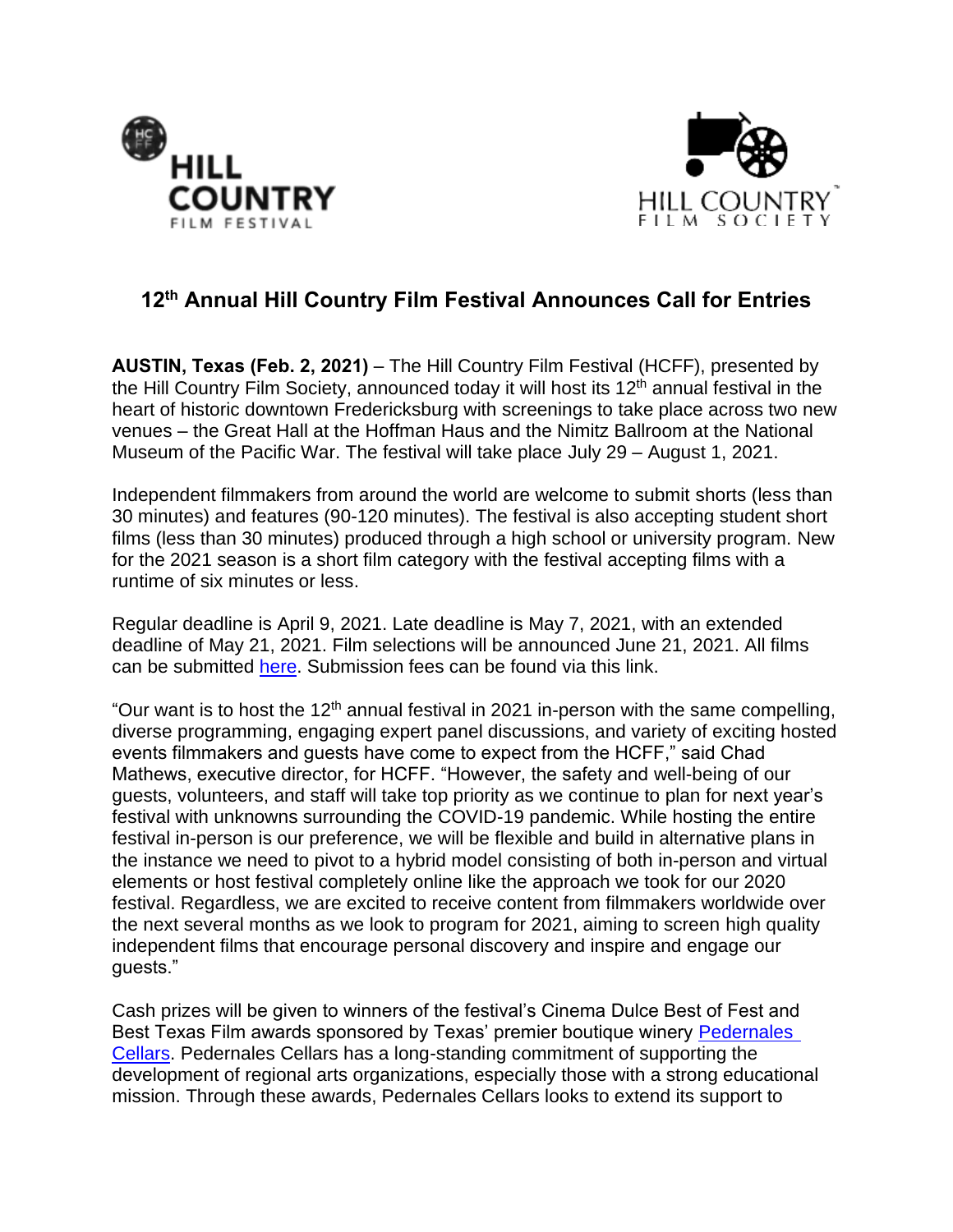HILL COUNTRY FILM FESTIVAL

HILL COUNTRY FILM SOCIETY

# 12th Annual Hill Country Film Festival Announces Call for Entries

**AUSTIN, Texas (Feb. 2, 2021)** – The Hill Country Film Festival (HCFF), presented by the Hill Country Film Society, announced today it will host its 12th annual festival in the heart of historic downtown Fredericksburg with screenings to take place across two new venues – the Great Hall at the Hoffman Haus and the Nimitz Ballroom at the National Museum of the Pacific War. The festival will take place July 29 – August 1, 2021.

Independent filmmakers from around the world are welcome to submit shorts (less than 30 minutes) and features (90-120 minutes). The festival is also accepting student short films (less than 30 minutes) produced through a high school or university program. New for the 2021 season is a short film category with the festival accepting films with a runtime of six minutes or less.

Regular deadline is April 9, 2021. Late deadline is May 7, 2021, with an extended deadline of May 21, 2021. Film selections will be announced June 21, 2021. All films can be submitted here. Submission fees can be found via this link.

"Our want is to host the 12th annual festival in 2021 in-person with the same compelling, diverse programming, engaging expert panel discussions, and variety of exciting hosted events filmmakers and guests have come to expect from the HCFF," said Chad Mathews, executive director, for HCFF. "However, the safety and well-being of our guests, volunteers, and staff will take top priority as we continue to plan for next year's festival with unknowns surrounding the COVID-19 pandemic. While hosting the entire festival in-person is our preference, we will be flexible and build in alternative plans in the instance we need to pivot to a hybrid model consisting of both in-person and virtual elements or host festival completely online like the approach we took for our 2020 festival. Regardless, we are excited to receive content from filmmakers worldwide over the next several months as we look to program for 2021, aiming to screen high quality independent films that encourage personal discovery and inspire and engage our guests."

Cash prizes will be given to winners of the festival's Cinema Dulce Best of Fest and Best Texas Film awards sponsored by Texas' premier boutique winery Pedernales Cellars. Pedernales Cellars has a long-standing commitment of supporting the development of regional arts organizations, especially those with a strong educational mission. Through these awards, Pedernales Cellars looks to extend its support to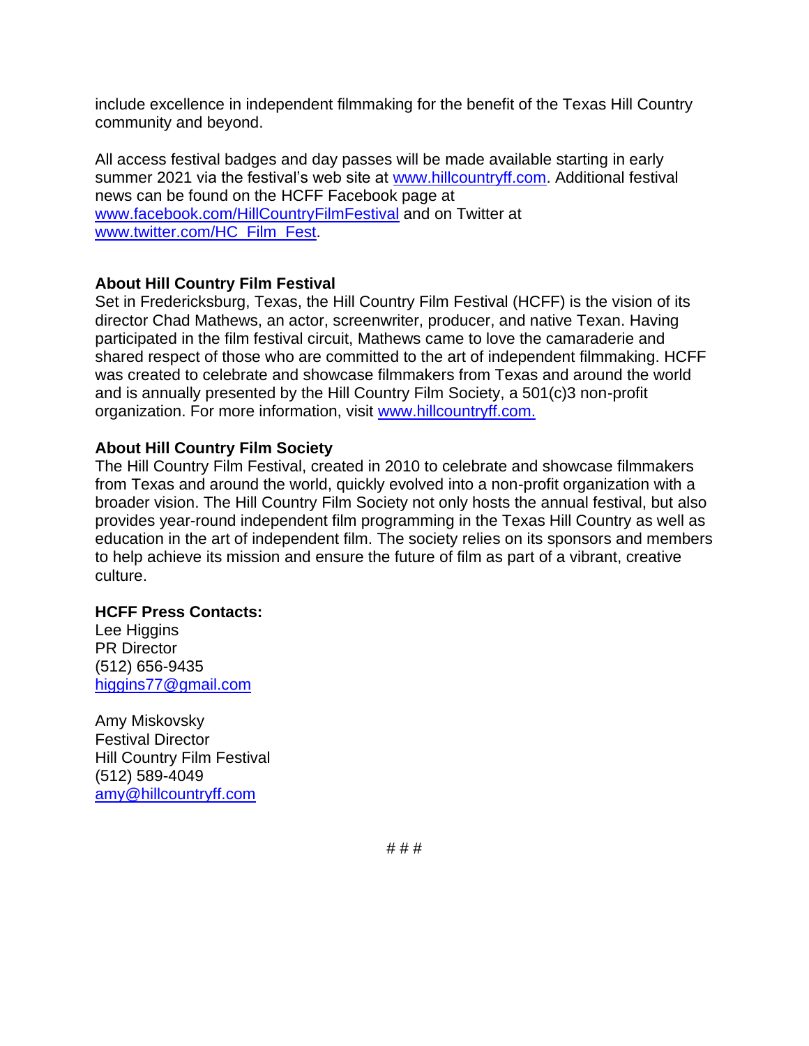include excellence in independent filmmaking for the benefit of the Texas Hill Country community and beyond.

All access festival badges and day passes will be made available starting in early summer 2021 via the festival's web site at www.hillcountryff.com. Additional festival news can be found on the HCFF Facebook page at www.facebook.com/HillCountryFilmFestival and on Twitter at www.twitter.com/HC_Film_Fest.

**About Hill Country Film Festival**
Set in Fredericksburg, Texas, the Hill Country Film Festival (HCFF) is the vision of its director Chad Mathews, an actor, screenwriter, producer, and native Texan. Having participated in the film festival circuit, Mathews came to love the camaraderie and shared respect of those who are committed to the art of independent filmmaking. HCFF was created to celebrate and showcase filmmakers from Texas and around the world and is annually presented by the Hill Country Film Society, a 501(c)3 non-profit organization. For more information, visit www.hillcountryff.com.

**About Hill Country Film Society**
The Hill Country Film Festival, created in 2010 to celebrate and showcase filmmakers from Texas and around the world, quickly evolved into a non-profit organization with a broader vision. The Hill Country Film Society not only hosts the annual festival, but also provides year-round independent film programming in the Texas Hill Country as well as education in the art of independent film. The society relies on its sponsors and members to help achieve its mission and ensure the future of film as part of a vibrant, creative culture.

**HCFF Press Contacts:**
Lee Higgins
PR Director
(512) 656-9435
higgins77@gmail.com

Amy Miskovsky
Festival Director
Hill Country Film Festival
(512) 589-4049
amy@hillcountryff.com

# # #